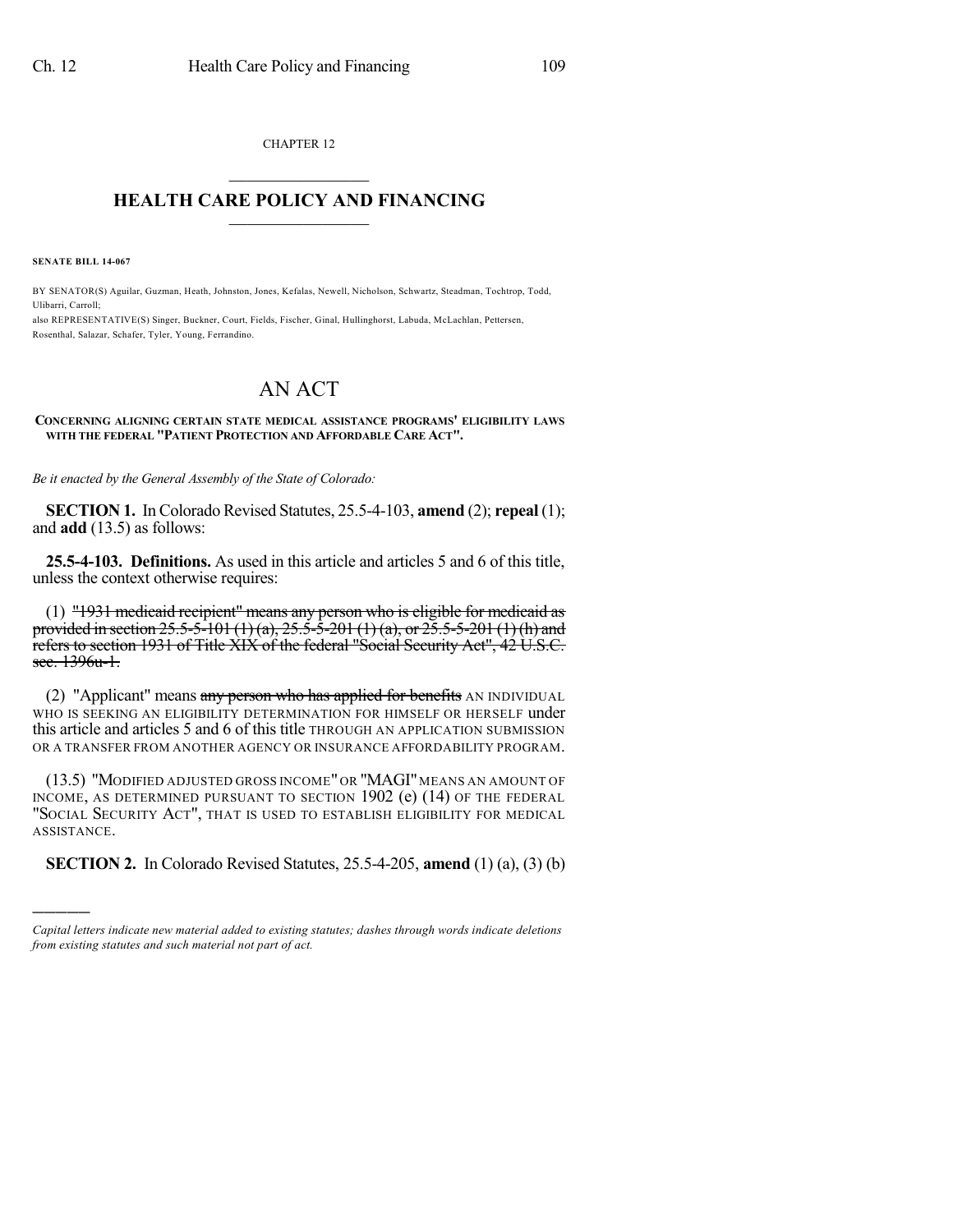CHAPTER 12

# HEALTH CARE POLICY AND FINANCING

**SENATE BILL 14-067**

BY SENATOR(S) Aguilar, Guzman, Heath, Johnston, Jones, Kefalas, Newell, Nicholson, Schwartz, Steadman, Tochtrop, Todd, Ulibarri, Carroll;
also REPRESENTATIVE(S) Singer, Buckner, Court, Fields, Fischer, Ginal, Hullinghorst, Labuda, McLachlan, Pettersen, Rosenthal, Salazar, Schafer, Tyler, Young, Ferrandino.

# AN ACT

**CONCERNING ALIGNING CERTAIN STATE MEDICAL ASSISTANCE PROGRAMS' ELIGIBILITY LAWS WITH THE FEDERAL "PATIENT PROTECTION AND AFFORDABLE CARE ACT".**

*Be it enacted by the General Assembly of the State of Colorado:*

**SECTION 1.** In Colorado Revised Statutes, 25.5-4-103, **amend** (2); **repeal** (1); and **add** (13.5) as follows:

**25.5-4-103. Definitions.** As used in this article and articles 5 and 6 of this title, unless the context otherwise requires:

(1) ~~"1931 medicaid recipient" means any person who is eligible for medicaid as provided in section 25.5-5-101 (1) (a), 25.5-5-201 (1) (a), or 25.5-5-201 (1) (h) and refers to section 1931 of Title XIX of the federal "Social Security Act", 42 U.S.C. sec. 1396u-1.~~

(2) "Applicant" means ~~any person who has applied for benefits~~ AN INDIVIDUAL WHO IS SEEKING AN ELIGIBILITY DETERMINATION FOR HIMSELF OR HERSELF under this article and articles 5 and 6 of this title THROUGH AN APPLICATION SUBMISSION OR A TRANSFER FROM ANOTHER AGENCY OR INSURANCE AFFORDABILITY PROGRAM.

(13.5) "MODIFIED ADJUSTED GROSS INCOME" OR "MAGI" MEANS AN AMOUNT OF INCOME, AS DETERMINED PURSUANT TO SECTION 1902 (e) (14) OF THE FEDERAL "SOCIAL SECURITY ACT", THAT IS USED TO ESTABLISH ELIGIBILITY FOR MEDICAL ASSISTANCE.

**SECTION 2.** In Colorado Revised Statutes, 25.5-4-205, **amend** (1) (a), (3) (b)

---

*Capital letters indicate new material added to existing statutes; dashes through words indicate deletions from existing statutes and such material not part of act.*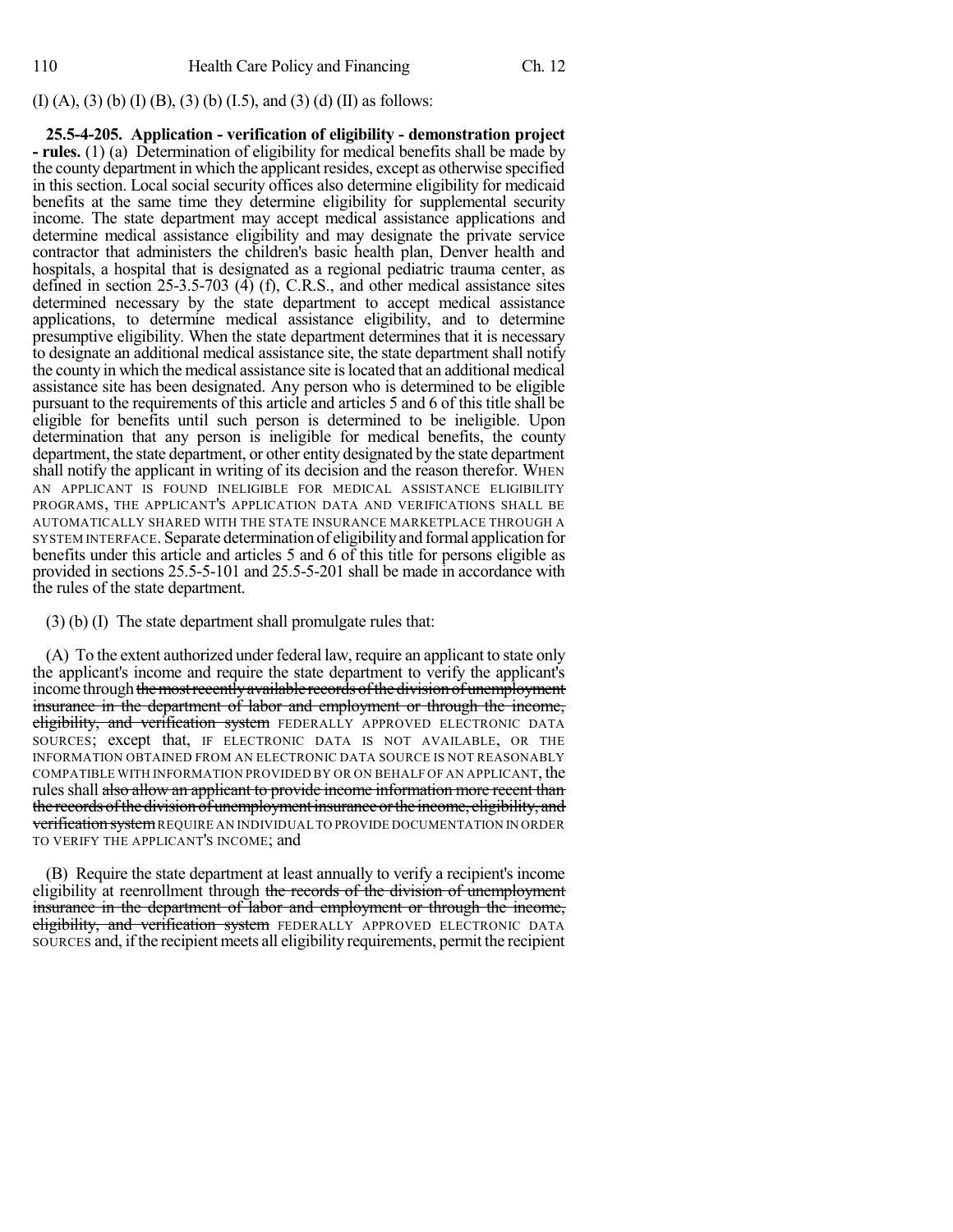(I) (A), (3) (b) (I) (B), (3) (b) (I.5), and (3) (d) (II) as follows:

**25.5-4-205. Application - verification of eligibility - demonstration project - rules.** (1) (a) Determination of eligibility for medical benefits shall be made by the county department in which the applicant resides, except as otherwise specified in this section. Local social security offices also determine eligibility for medicaid benefits at the same time they determine eligibility for supplemental security income. The state department may accept medical assistance applications and determine medical assistance eligibility and may designate the private service contractor that administers the children's basic health plan, Denver health and hospitals, a hospital that is designated as a regional pediatric trauma center, as defined in section 25-3.5-703 (4) (f), C.R.S., and other medical assistance sites determined necessary by the state department to accept medical assistance applications, to determine medical assistance eligibility, and to determine presumptive eligibility. When the state department determines that it is necessary to designate an additional medical assistance site, the state department shall notify the county in which the medical assistance site is located that an additional medical assistance site has been designated. Any person who is determined to be eligible pursuant to the requirements of this article and articles 5 and 6 of this title shall be eligible for benefits until such person is determined to be ineligible. Upon determination that any person is ineligible for medical benefits, the county department, the state department, or other entity designated by the state department shall notify the applicant in writing of its decision and the reason therefor. WHEN AN APPLICANT IS FOUND INELIGIBLE FOR MEDICAL ASSISTANCE ELIGIBILITY PROGRAMS, THE APPLICANT'S APPLICATION DATA AND VERIFICATIONS SHALL BE AUTOMATICALLY SHARED WITH THE STATE INSURANCE MARKETPLACE THROUGH A SYSTEM INTERFACE. Separate determination of eligibility and formal application for benefits under this article and articles 5 and 6 of this title for persons eligible as provided in sections 25.5-5-101 and 25.5-5-201 shall be made in accordance with the rules of the state department.

(3) (b) (I) The state department shall promulgate rules that:

(A) To the extent authorized under federal law, require an applicant to state only the applicant's income and require the state department to verify the applicant's income through ~~the most recently available records of the division of unemployment insurance in the department of labor and employment or through the income, eligibility, and verification system~~ FEDERALLY APPROVED ELECTRONIC DATA SOURCES; except that, IF ELECTRONIC DATA IS NOT AVAILABLE, OR THE INFORMATION OBTAINED FROM AN ELECTRONIC DATA SOURCE IS NOT REASONABLY COMPATIBLE WITH INFORMATION PROVIDED BY OR ON BEHALF OF AN APPLICANT, the rules shall ~~also allow an applicant to provide income information more recent than the records of the division of unemployment insurance or the income, eligibility, and verification system~~ REQUIRE AN INDIVIDUAL TO PROVIDE DOCUMENTATION IN ORDER TO VERIFY THE APPLICANT'S INCOME; and

(B) Require the state department at least annually to verify a recipient's income eligibility at reenrollment through ~~the records of the division of unemployment insurance in the department of labor and employment or through the income, eligibility, and verification system~~ FEDERALLY APPROVED ELECTRONIC DATA SOURCES and, if the recipient meets all eligibility requirements, permit the recipient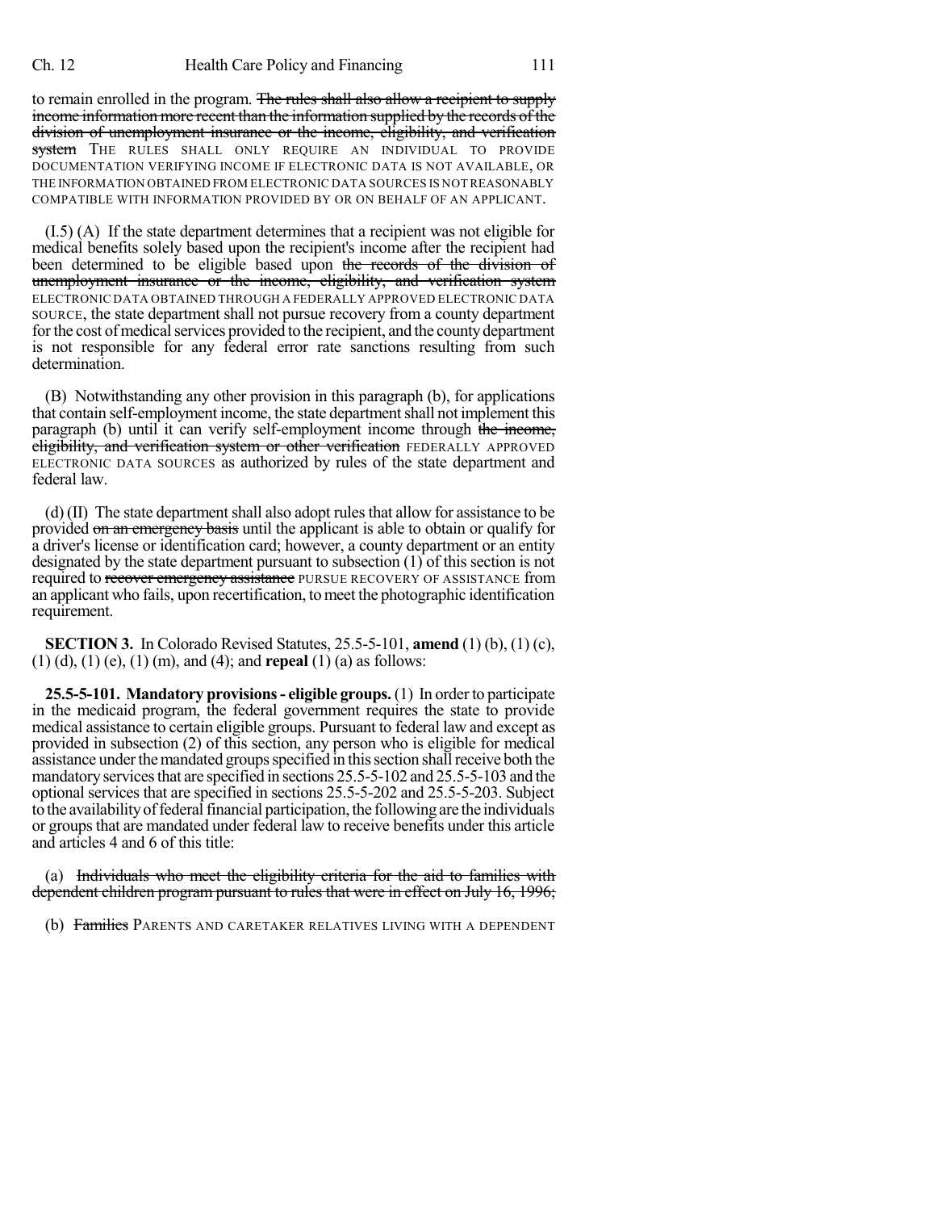to remain enrolled in the program. ~~The rules shall also allow a recipient to supply income information more recent than the information supplied by the records of the division of unemployment insurance or the income, eligibility, and verification system~~ THE RULES SHALL ONLY REQUIRE AN INDIVIDUAL TO PROVIDE DOCUMENTATION VERIFYING INCOME IF ELECTRONIC DATA IS NOT AVAILABLE, OR THE INFORMATION OBTAINED FROM ELECTRONIC DATA SOURCES IS NOT REASONABLY COMPATIBLE WITH INFORMATION PROVIDED BY OR ON BEHALF OF AN APPLICANT.

(I.5) (A) If the state department determines that a recipient was not eligible for medical benefits solely based upon the recipient's income after the recipient had been determined to be eligible based upon ~~the records of the division of unemployment insurance or the income, eligibility, and verification system~~ ELECTRONIC DATA OBTAINED THROUGH A FEDERALLY APPROVED ELECTRONIC DATA SOURCE, the state department shall not pursue recovery from a county department for the cost of medical services provided to the recipient, and the county department is not responsible for any federal error rate sanctions resulting from such determination.

(B) Notwithstanding any other provision in this paragraph (b), for applications that contain self-employment income, the state department shall not implement this paragraph (b) until it can verify self-employment income through ~~the income, eligibility, and verification system or other verification~~ FEDERALLY APPROVED ELECTRONIC DATA SOURCES as authorized by rules of the state department and federal law.

(d) (II) The state department shall also adopt rules that allow for assistance to be provided ~~on an emergency basis~~ until the applicant is able to obtain or qualify for a driver's license or identification card; however, a county department or an entity designated by the state department pursuant to subsection (1) of this section is not required to ~~recover emergency assistance~~ PURSUE RECOVERY OF ASSISTANCE from an applicant who fails, upon recertification, to meet the photographic identification requirement.

**SECTION 3.** In Colorado Revised Statutes, 25.5-5-101, **amend** (1) (b), (1) (c), (1) (d), (1) (e), (1) (m), and (4); and **repeal** (1) (a) as follows:

**25.5-5-101. Mandatory provisions - eligible groups.** (1) In order to participate in the medicaid program, the federal government requires the state to provide medical assistance to certain eligible groups. Pursuant to federal law and except as provided in subsection (2) of this section, any person who is eligible for medical assistance under the mandated groups specified in this section shall receive both the mandatory services that are specified in sections 25.5-5-102 and 25.5-5-103 and the optional services that are specified in sections 25.5-5-202 and 25.5-5-203. Subject to the availability of federal financial participation, the following are the individuals or groups that are mandated under federal law to receive benefits under this article and articles 4 and 6 of this title:

(a) ~~Individuals who meet the eligibility criteria for the aid to families with dependent children program pursuant to rules that were in effect on July 16, 1996;~~

(b) ~~Families~~ PARENTS AND CARETAKER RELATIVES LIVING WITH A DEPENDENT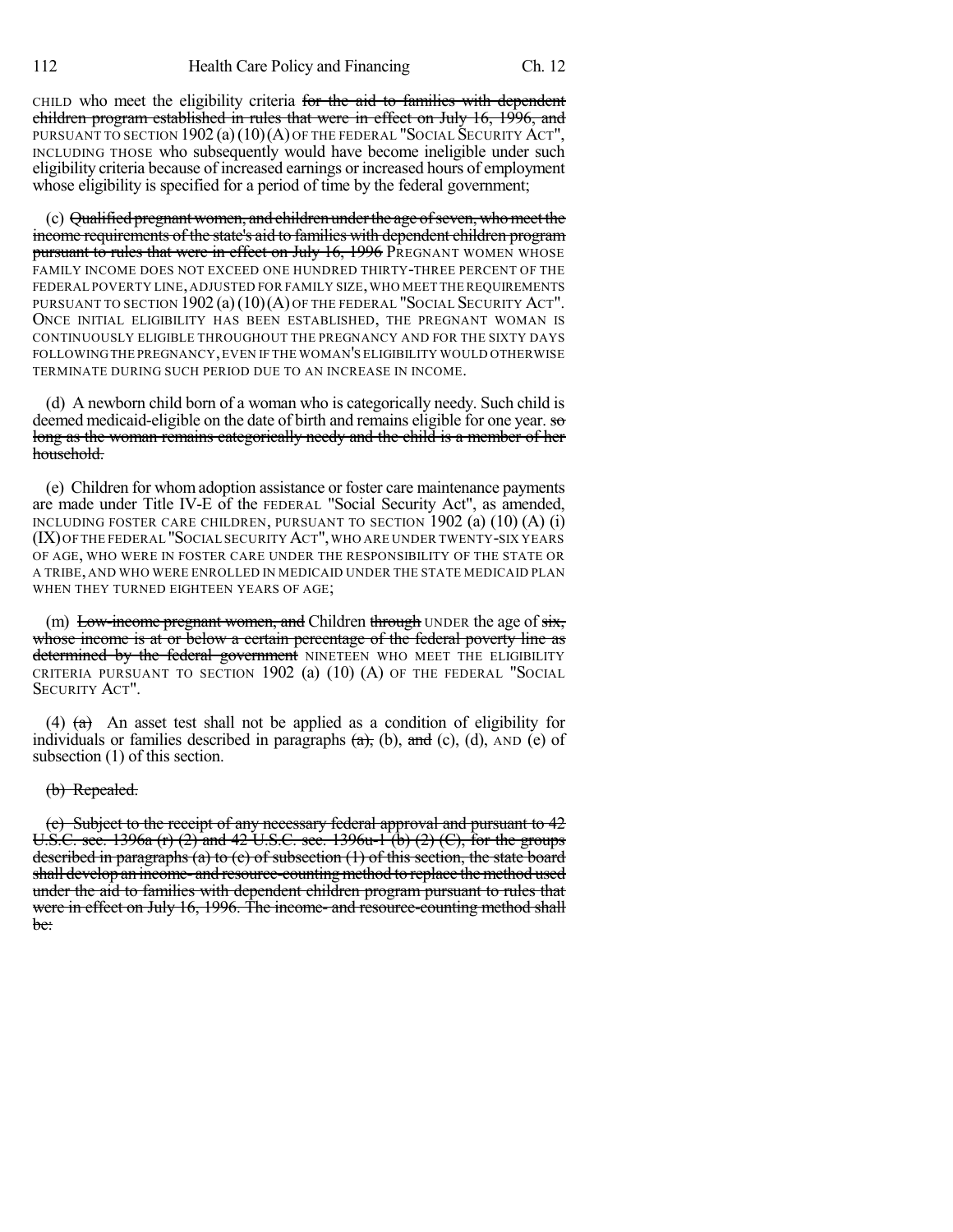CHILD who meet the eligibility criteria ~~for the aid to families with dependent children program established in rules that were in effect on July 16, 1996, and~~ PURSUANT TO SECTION 1902 (a) (10) (A) OF THE FEDERAL "SOCIAL SECURITY ACT", INCLUDING THOSE who subsequently would have become ineligible under such eligibility criteria because of increased earnings or increased hours of employment whose eligibility is specified for a period of time by the federal government;

(c) ~~Qualified pregnant women, and children under the age of seven, who meet the income requirements of the state's aid to families with dependent children program pursuant to rules that were in effect on July 16, 1996~~ PREGNANT WOMEN WHOSE FAMILY INCOME DOES NOT EXCEED ONE HUNDRED THIRTY-THREE PERCENT OF THE FEDERAL POVERTY LINE, ADJUSTED FOR FAMILY SIZE, WHO MEET THE REQUIREMENTS PURSUANT TO SECTION 1902 (a) (10) (A) OF THE FEDERAL "SOCIAL SECURITY ACT". ONCE INITIAL ELIGIBILITY HAS BEEN ESTABLISHED, THE PREGNANT WOMAN IS CONTINUOUSLY ELIGIBLE THROUGHOUT THE PREGNANCY AND FOR THE SIXTY DAYS FOLLOWING THE PREGNANCY, EVEN IF THE WOMAN'S ELIGIBILITY WOULD OTHERWISE TERMINATE DURING SUCH PERIOD DUE TO AN INCREASE IN INCOME.

(d) A newborn child born of a woman who is categorically needy. Such child is deemed medicaid-eligible on the date of birth and remains eligible for one year. ~~so long as the woman remains categorically needy and the child is a member of her household.~~

(e) Children for whom adoption assistance or foster care maintenance payments are made under Title IV-E of the FEDERAL "Social Security Act", as amended, INCLUDING FOSTER CARE CHILDREN, PURSUANT TO SECTION 1902 (a) (10) (A) (i) (IX) OF THE FEDERAL "SOCIAL SECURITY ACT", WHO ARE UNDER TWENTY-SIX YEARS OF AGE, WHO WERE IN FOSTER CARE UNDER THE RESPONSIBILITY OF THE STATE OR A TRIBE, AND WHO WERE ENROLLED IN MEDICAID UNDER THE STATE MEDICAID PLAN WHEN THEY TURNED EIGHTEEN YEARS OF AGE;

(m) ~~Low-income pregnant women, and~~ Children ~~through~~ UNDER the age of ~~six, whose income is at or below a certain percentage of the federal poverty line as determined by the federal government~~ NINETEEN WHO MEET THE ELIGIBILITY CRITERIA PURSUANT TO SECTION 1902 (a) (10) (A) OF THE FEDERAL "SOCIAL SECURITY ACT".

(4) ~~(a)~~ An asset test shall not be applied as a condition of eligibility for individuals or families described in paragraphs ~~(a),~~ (b), ~~and~~ (c), (d), AND (e) of subsection (1) of this section.

~~(b) Repealed.~~

~~(c) Subject to the receipt of any necessary federal approval and pursuant to 42 U.S.C. sec. 1396a (r) (2) and 42 U.S.C. sec. 1396u-1 (b) (2) (C), for the groups described in paragraphs (a) to (c) of subsection (1) of this section, the state board shall develop an income- and resource-counting method to replace the method used under the aid to families with dependent children program pursuant to rules that were in effect on July 16, 1996. The income- and resource-counting method shall be:~~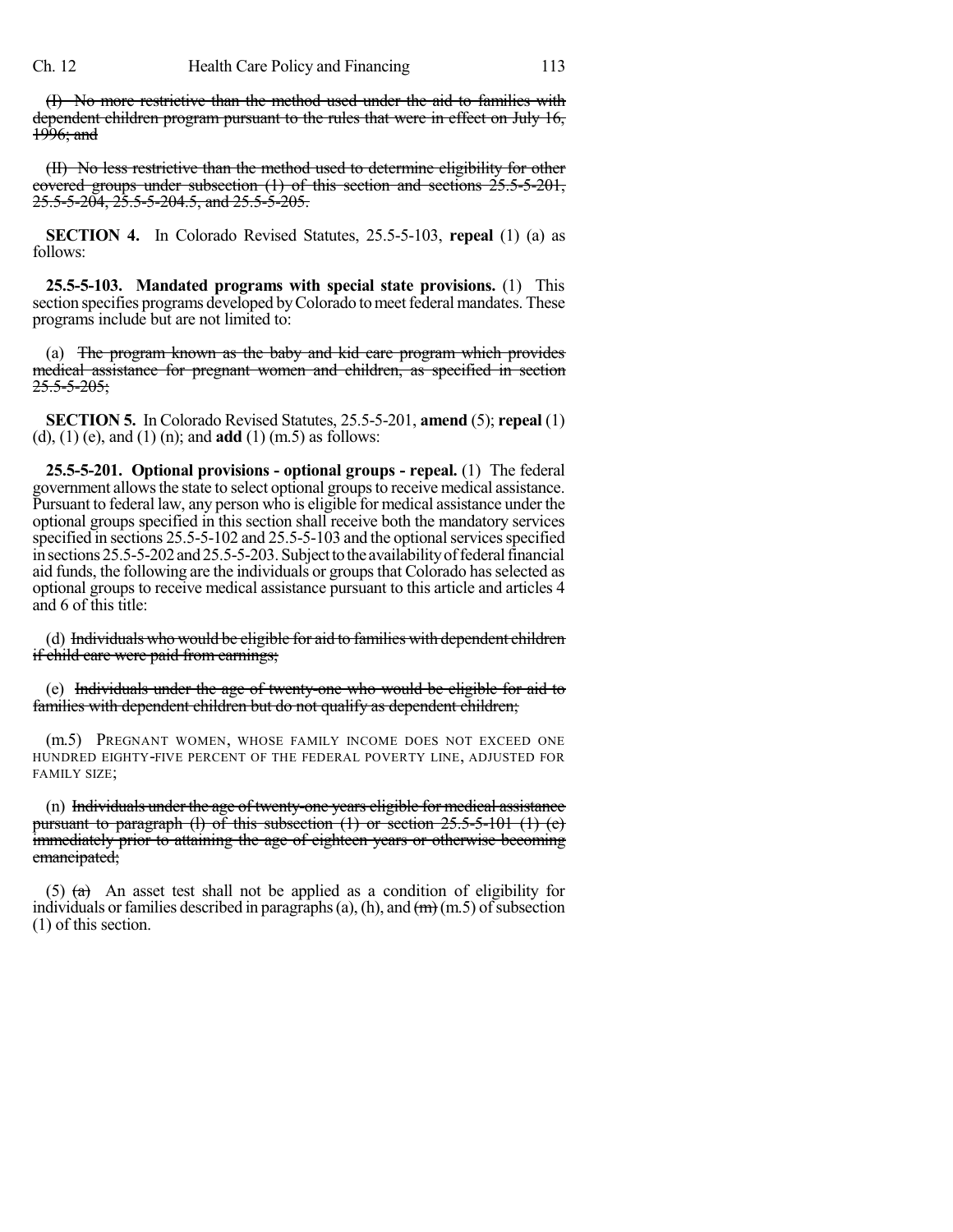(I) ~~No more restrictive than the method used under the aid to families with dependent children program pursuant to the rules that were in effect on July 16, 1996; and~~

(II) ~~No less restrictive than the method used to determine eligibility for other covered groups under subsection (1) of this section and sections 25.5-5-201, 25.5-5-204, 25.5-5-204.5, and 25.5-5-205.~~

**SECTION 4.** In Colorado Revised Statutes, 25.5-5-103, **repeal** (1) (a) as follows:

**25.5-5-103. Mandated programs with special state provisions.** (1) This section specifies programs developed by Colorado to meet federal mandates. These programs include but are not limited to:

(a) ~~The program known as the baby and kid care program which provides medical assistance for pregnant women and children, as specified in section 25.5-5-205;~~

**SECTION 5.** In Colorado Revised Statutes, 25.5-5-201, **amend** (5); **repeal** (1) (d), (1) (e), and (1) (n); and **add** (1) (m.5) as follows:

**25.5-5-201. Optional provisions - optional groups - repeal.** (1) The federal government allows the state to select optional groups to receive medical assistance. Pursuant to federal law, any person who is eligible for medical assistance under the optional groups specified in this section shall receive both the mandatory services specified in sections 25.5-5-102 and 25.5-5-103 and the optional services specified in sections 25.5-5-202 and 25.5-5-203. Subject to the availability of federal financial aid funds, the following are the individuals or groups that Colorado has selected as optional groups to receive medical assistance pursuant to this article and articles 4 and 6 of this title:

(d) ~~Individuals who would be eligible for aid to families with dependent children if child care were paid from earnings;~~

(e) ~~Individuals under the age of twenty-one who would be eligible for aid to families with dependent children but do not qualify as dependent children;~~

(m.5) PREGNANT WOMEN, WHOSE FAMILY INCOME DOES NOT EXCEED ONE HUNDRED EIGHTY-FIVE PERCENT OF THE FEDERAL POVERTY LINE, ADJUSTED FOR FAMILY SIZE;

(n) ~~Individuals under the age of twenty-one years eligible for medical assistance pursuant to paragraph (l) of this subsection (1) or section 25.5-5-101 (1) (e) immediately prior to attaining the age of eighteen years or otherwise becoming emancipated;~~

(5) ~~(a)~~ An asset test shall not be applied as a condition of eligibility for individuals or families described in paragraphs (a), (h), and ~~(m)~~ (m.5) of subsection (1) of this section.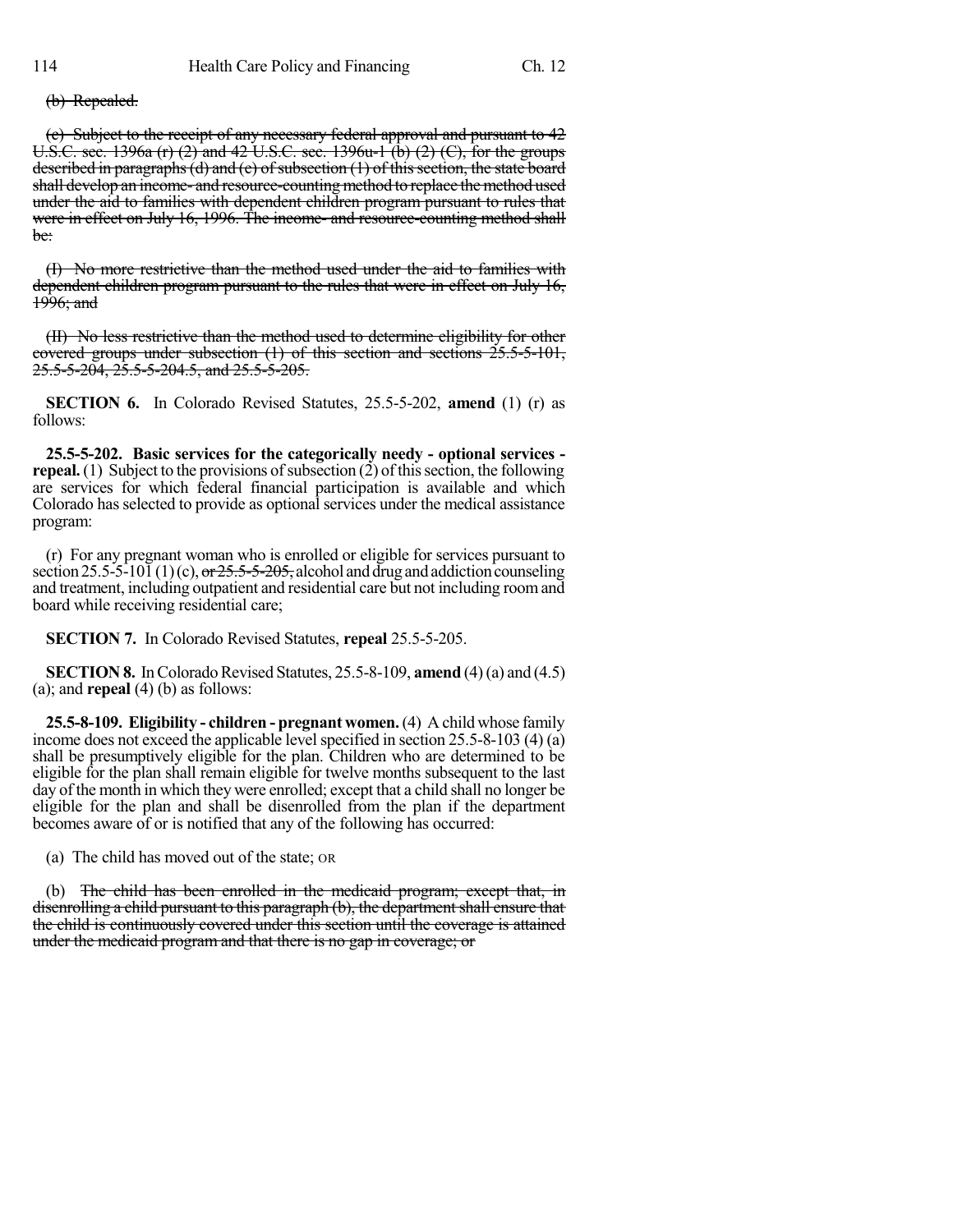~~(b) Repealed.~~

~~(c) Subject to the receipt of any necessary federal approval and pursuant to 42 U.S.C. sec. 1396a (r) (2) and 42 U.S.C. sec. 1396u-1 (b) (2) (C), for the groups described in paragraphs (d) and (e) of subsection (1) of this section, the state board shall develop an income- and resource-counting method to replace the method used under the aid to families with dependent children program pursuant to rules that were in effect on July 16, 1996. The income- and resource-counting method shall be:~~

~~(I) No more restrictive than the method used under the aid to families with dependent children program pursuant to the rules that were in effect on July 16, 1996; and~~

~~(II) No less restrictive than the method used to determine eligibility for other covered groups under subsection (1) of this section and sections 25.5-5-101, 25.5-5-204, 25.5-5-204.5, and 25.5-5-205.~~

**SECTION 6.** In Colorado Revised Statutes, 25.5-5-202, **amend** (1) (r) as follows:

**25.5-5-202. Basic services for the categorically needy - optional services - repeal.** (1) Subject to the provisions of subsection (2) of this section, the following are services for which federal financial participation is available and which Colorado has selected to provide as optional services under the medical assistance program:

(r) For any pregnant woman who is enrolled or eligible for services pursuant to section 25.5-5-101 (1) (c), ~~or 25.5-5-205,~~ alcohol and drug and addiction counseling and treatment, including outpatient and residential care but not including room and board while receiving residential care;

**SECTION 7.** In Colorado Revised Statutes, **repeal** 25.5-5-205.

**SECTION 8.** In Colorado Revised Statutes, 25.5-8-109, **amend** (4) (a) and (4.5) (a); and **repeal** (4) (b) as follows:

**25.5-8-109. Eligibility - children - pregnant women.** (4) A child whose family income does not exceed the applicable level specified in section 25.5-8-103 (4) (a) shall be presumptively eligible for the plan. Children who are determined to be eligible for the plan shall remain eligible for twelve months subsequent to the last day of the month in which they were enrolled; except that a child shall no longer be eligible for the plan and shall be disenrolled from the plan if the department becomes aware of or is notified that any of the following has occurred:

(a) The child has moved out of the state; OR

(b) ~~The child has been enrolled in the medicaid program; except that, in disenrolling a child pursuant to this paragraph (b), the department shall ensure that the child is continuously covered under this section until the coverage is attained under the medicaid program and that there is no gap in coverage; or~~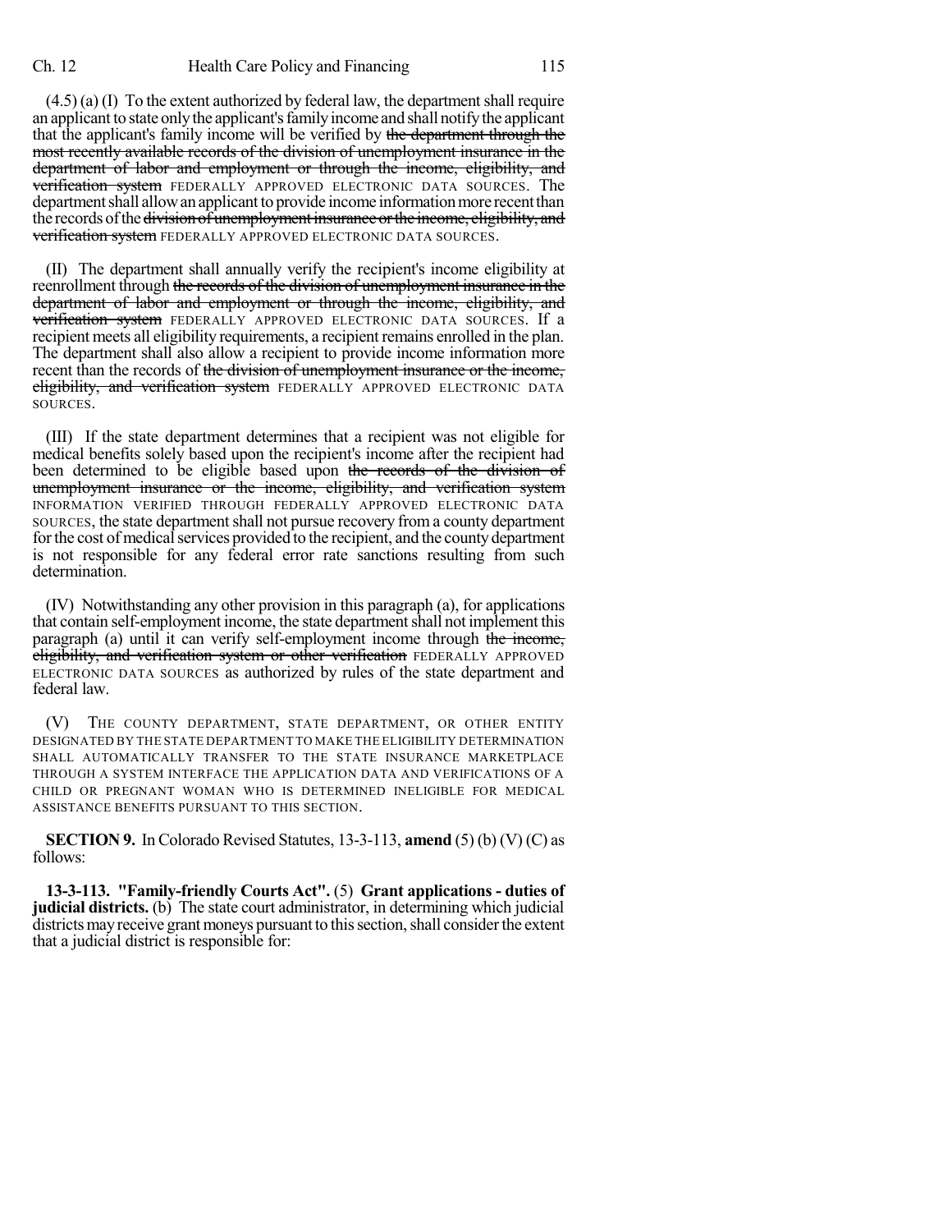(4.5) (a) (I) To the extent authorized by federal law, the department shall require an applicant to state only the applicant's family income and shall notify the applicant that the applicant's family income will be verified by ~~the department through the most recently available records of the division of unemployment insurance in the department of labor and employment or through the income, eligibility, and verification system~~ FEDERALLY APPROVED ELECTRONIC DATA SOURCES. The department shall allow an applicant to provide income information more recent than the records of the ~~division of unemployment insurance or the income, eligibility, and verification system~~ FEDERALLY APPROVED ELECTRONIC DATA SOURCES.

(II) The department shall annually verify the recipient's income eligibility at reenrollment through ~~the records of the division of unemployment insurance in the department of labor and employment or through the income, eligibility, and verification system~~ FEDERALLY APPROVED ELECTRONIC DATA SOURCES. If a recipient meets all eligibility requirements, a recipient remains enrolled in the plan. The department shall also allow a recipient to provide income information more recent than the records of ~~the division of unemployment insurance or the income, eligibility, and verification system~~ FEDERALLY APPROVED ELECTRONIC DATA SOURCES.

(III) If the state department determines that a recipient was not eligible for medical benefits solely based upon the recipient's income after the recipient had been determined to be eligible based upon ~~the records of the division of unemployment insurance or the income, eligibility, and verification system~~ INFORMATION VERIFIED THROUGH FEDERALLY APPROVED ELECTRONIC DATA SOURCES, the state department shall not pursue recovery from a county department for the cost of medical services provided to the recipient, and the county department is not responsible for any federal error rate sanctions resulting from such determination.

(IV) Notwithstanding any other provision in this paragraph (a), for applications that contain self-employment income, the state department shall not implement this paragraph (a) until it can verify self-employment income through ~~the income, eligibility, and verification system or other verification~~ FEDERALLY APPROVED ELECTRONIC DATA SOURCES as authorized by rules of the state department and federal law.

(V) THE COUNTY DEPARTMENT, STATE DEPARTMENT, OR OTHER ENTITY DESIGNATED BY THE STATE DEPARTMENT TO MAKE THE ELIGIBILITY DETERMINATION SHALL AUTOMATICALLY TRANSFER TO THE STATE INSURANCE MARKETPLACE THROUGH A SYSTEM INTERFACE THE APPLICATION DATA AND VERIFICATIONS OF A CHILD OR PREGNANT WOMAN WHO IS DETERMINED INELIGIBLE FOR MEDICAL ASSISTANCE BENEFITS PURSUANT TO THIS SECTION.

**SECTION 9.** In Colorado Revised Statutes, 13-3-113, **amend** (5) (b) (V) (C) as follows:

**13-3-113. "Family-friendly Courts Act".** (5) **Grant applications - duties of judicial districts.** (b) The state court administrator, in determining which judicial districts may receive grant moneys pursuant to this section, shall consider the extent that a judicial district is responsible for: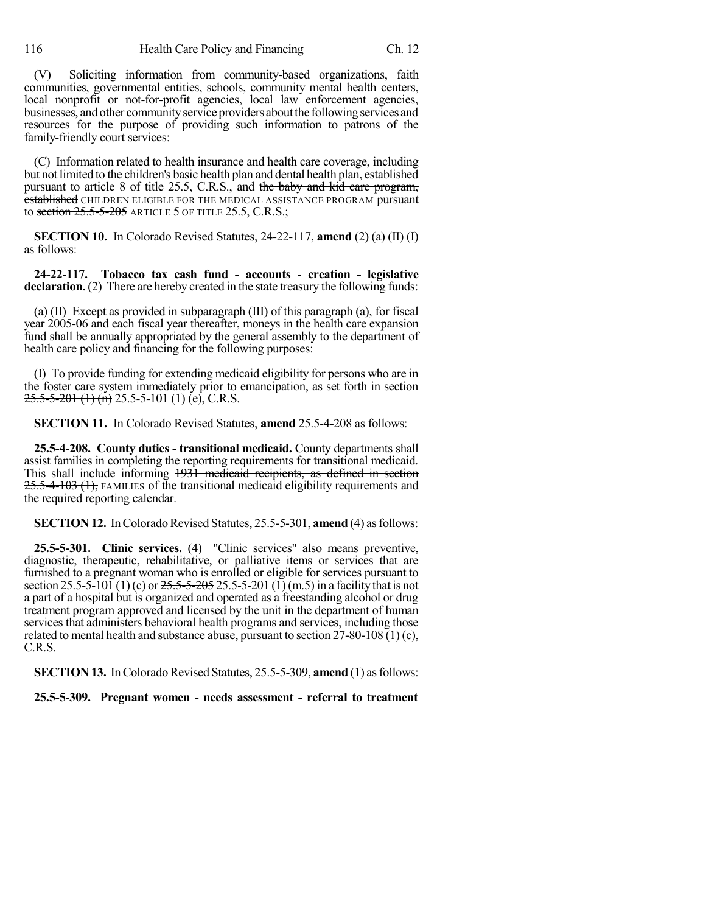(V) Soliciting information from community-based organizations, faith communities, governmental entities, schools, community mental health centers, local nonprofit or not-for-profit agencies, local law enforcement agencies, businesses, and other community service providers about the following services and resources for the purpose of providing such information to patrons of the family-friendly court services:

(C) Information related to health insurance and health care coverage, including but not limited to the children's basic health plan and dental health plan, established pursuant to article 8 of title 25.5, C.R.S., and ~~the baby and kid care program, established~~ CHILDREN ELIGIBLE FOR THE MEDICAL ASSISTANCE PROGRAM pursuant to ~~section 25.5-5-205~~ ARTICLE 5 OF TITLE 25.5, C.R.S.;

**SECTION 10.** In Colorado Revised Statutes, 24-22-117, **amend** (2) (a) (II) (I) as follows:

**24-22-117. Tobacco tax cash fund - accounts - creation - legislative declaration.** (2) There are hereby created in the state treasury the following funds:

(a) (II) Except as provided in subparagraph (III) of this paragraph (a), for fiscal year 2005-06 and each fiscal year thereafter, moneys in the health care expansion fund shall be annually appropriated by the general assembly to the department of health care policy and financing for the following purposes:

(I) To provide funding for extending medicaid eligibility for persons who are in the foster care system immediately prior to emancipation, as set forth in section ~~25.5-5-201 (1) (n)~~ 25.5-5-101 (1) (e), C.R.S.

**SECTION 11.** In Colorado Revised Statutes, **amend** 25.5-4-208 as follows:

**25.5-4-208. County duties - transitional medicaid.** County departments shall assist families in completing the reporting requirements for transitional medicaid. This shall include informing ~~1931 medicaid recipients, as defined in section 25.5-4-103 (1),~~ FAMILIES of the transitional medicaid eligibility requirements and the required reporting calendar.

**SECTION 12.** In Colorado Revised Statutes, 25.5-5-301, **amend** (4) as follows:

**25.5-5-301. Clinic services.** (4) "Clinic services" also means preventive, diagnostic, therapeutic, rehabilitative, or palliative items or services that are furnished to a pregnant woman who is enrolled or eligible for services pursuant to section 25.5-5-101 (1) (c) or ~~25.5-5-205~~ 25.5-5-201 (1) (m.5) in a facility that is not a part of a hospital but is organized and operated as a freestanding alcohol or drug treatment program approved and licensed by the unit in the department of human services that administers behavioral health programs and services, including those related to mental health and substance abuse, pursuant to section 27-80-108 (1) (c), C.R.S.

**SECTION 13.** In Colorado Revised Statutes, 25.5-5-309, **amend** (1) as follows:

**25.5-5-309. Pregnant women - needs assessment - referral to treatment**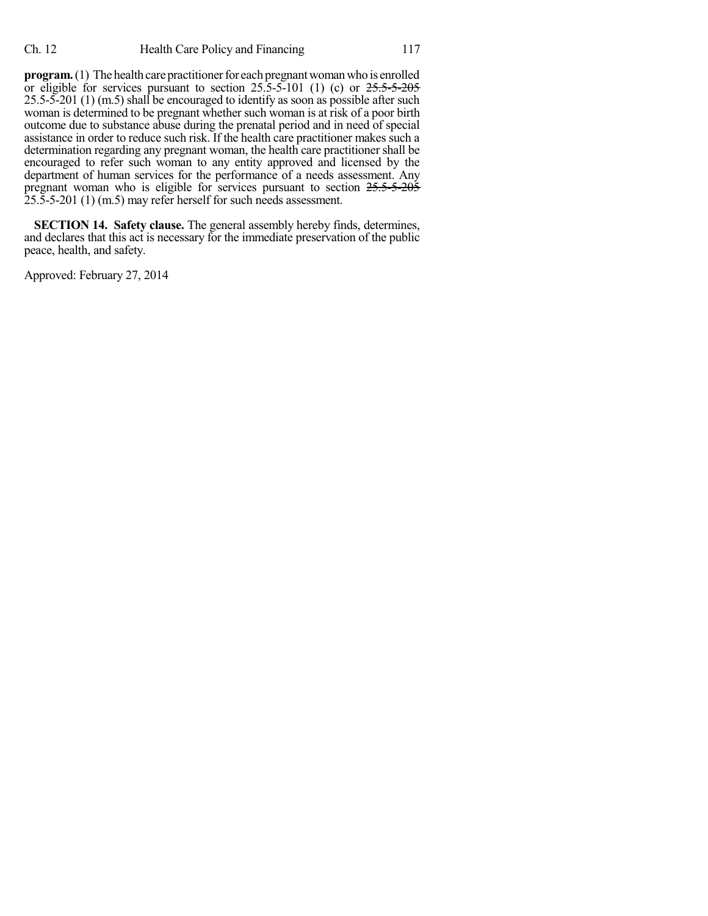**program.** (1) The health care practitioner for each pregnant woman who is enrolled or eligible for services pursuant to section 25.5-5-101 (1) (c) or ~~25.5-5-205~~ 25.5-5-201 (1) (m.5) shall be encouraged to identify as soon as possible after such woman is determined to be pregnant whether such woman is at risk of a poor birth outcome due to substance abuse during the prenatal period and in need of special assistance in order to reduce such risk. If the health care practitioner makes such a determination regarding any pregnant woman, the health care practitioner shall be encouraged to refer such woman to any entity approved and licensed by the department of human services for the performance of a needs assessment. Any pregnant woman who is eligible for services pursuant to section ~~25.5-5-205~~ 25.5-5-201 (1) (m.5) may refer herself for such needs assessment.

**SECTION 14. Safety clause.** The general assembly hereby finds, determines, and declares that this act is necessary for the immediate preservation of the public peace, health, and safety.

Approved: February 27, 2014